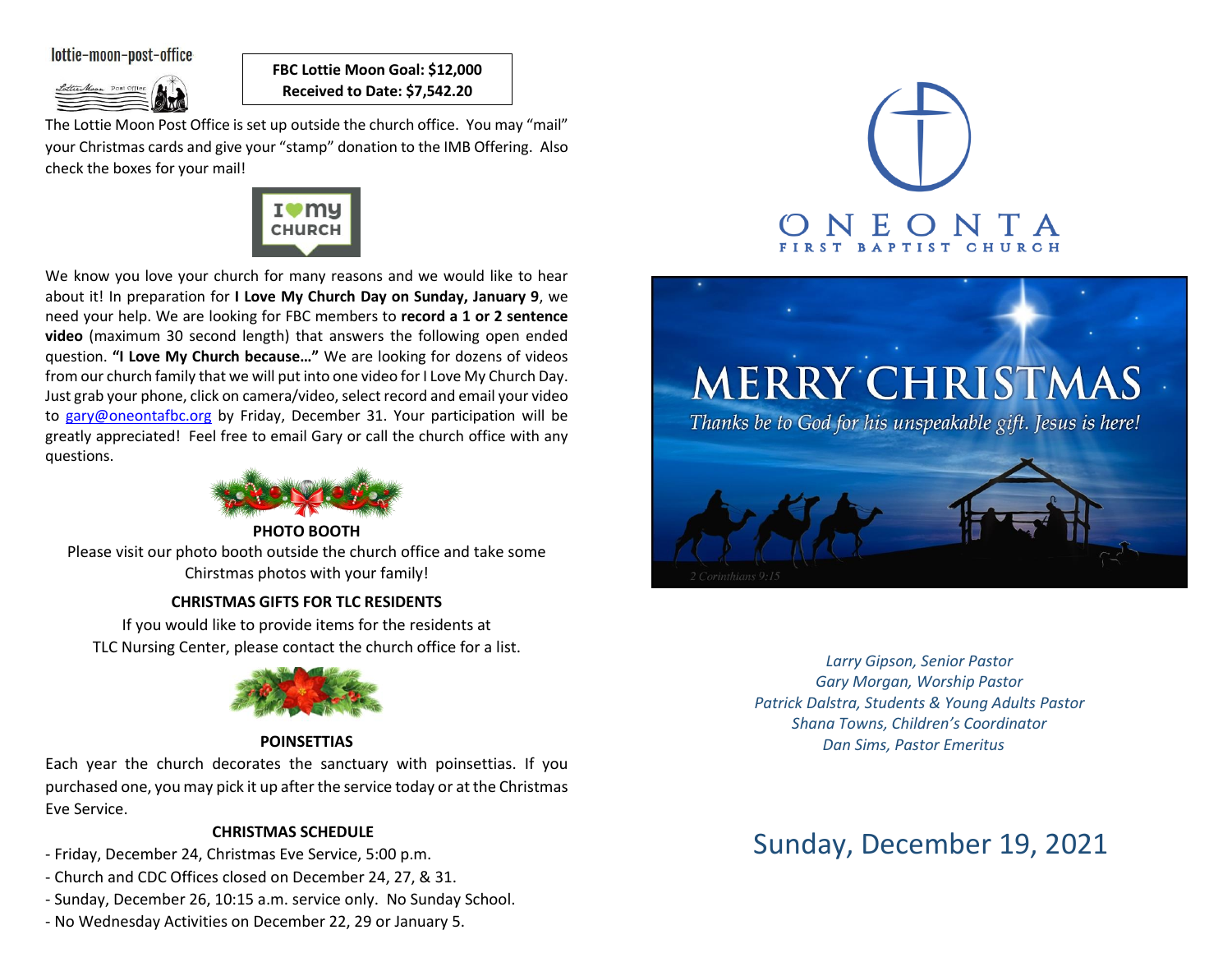lottie-moon-post-office

**FBC Lottie Moon Goal: $12,000**
**Received to Date: $7,542.20**

The Lottie Moon Post Office is set up outside the church office. You may "mail" your Christmas cards and give your "stamp" donation to the IMB Offering. Also check the boxes for your mail!

We know you love your church for many reasons and we would like to hear about it! In preparation for **I Love My Church Day on Sunday, January 9**, we need your help. We are looking for FBC members to **record a 1 or 2 sentence video** (maximum 30 second length) that answers the following open ended question. **"I Love My Church because…"** We are looking for dozens of videos from our church family that we will put into one video for I Love My Church Day. Just grab your phone, click on camera/video, select record and email your video to gary@oneontafbc.org by Friday, December 31. Your participation will be greatly appreciated! Feel free to email Gary or call the church office with any questions.

**PHOTO BOOTH**

Please visit our photo booth outside the church office and take some Chirstmas photos with your family!

**CHRISTMAS GIFTS FOR TLC RESIDENTS**

If you would like to provide items for the residents at TLC Nursing Center, please contact the church office for a list.

**POINSETTIAS**

Each year the church decorates the sanctuary with poinsettias. If you purchased one, you may pick it up after the service today or at the Christmas Eve Service.

**CHRISTMAS SCHEDULE**

- Friday, December 24, Christmas Eve Service, 5:00 p.m.
- Church and CDC Offices closed on December 24, 27, & 31.
- Sunday, December 26, 10:15 a.m. service only. No Sunday School.
- No Wednesday Activities on December 22, 29 or January 5.

# ONEONTA
## FIRST BAPTIST CHURCH

# MERRY CHRISTMAS

*Thanks be to God for his unspeakable gift. Jesus is here!*

*2 Corinthians 9:15*

*Larry Gipson, Senior Pastor*
*Gary Morgan, Worship Pastor*
*Patrick Dalstra, Students & Young Adults Pastor*
*Shana Towns, Children's Coordinator*
*Dan Sims, Pastor Emeritus*

## Sunday, December 19, 2021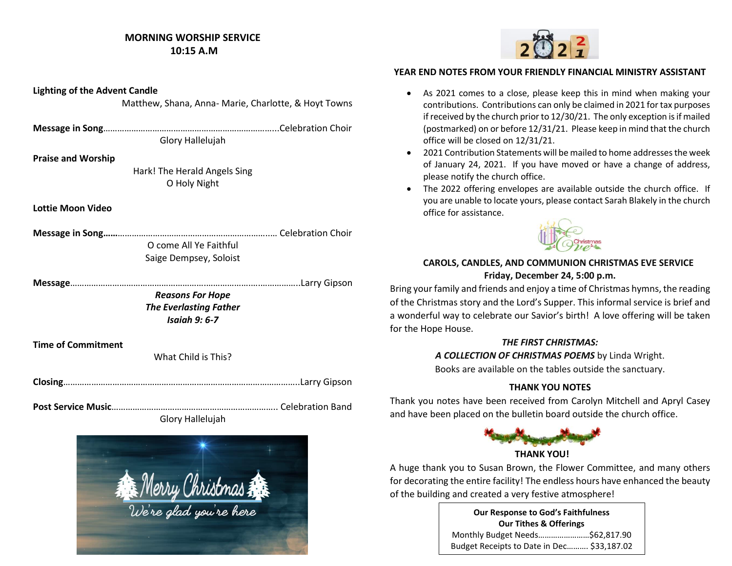## MORNING WORSHIP SERVICE
## 10:15 A.M

**Lighting of the Advent Candle**

Matthew, Shana, Anna- Marie, Charlotte, & Hoyt Towns

**Message in Song**……………………………………………………………..Celebration Choir

Glory Hallelujah

**Praise and Worship**

Hark! The Herald Angels Sing
O Holy Night

**Lottie Moon Video**

**Message in Song……**…………………………………………………………. Celebration Choir

O come All Ye Faithful
Saige Dempsey, Soloist

**Message**………………………………………………………………………………..Larry Gipson

***Reasons For Hope***
***The Everlasting Father***
***Isaiah 9: 6-7***

**Time of Commitment**

What Child is This?

**Closing**………………………………………………………………………………….Larry Gipson

**Post Service Music**……………………………………………………………. Celebration Band

Glory Hallelujah

### YEAR END NOTES FROM YOUR FRIENDLY FINANCIAL MINISTRY ASSISTANT

- As 2021 comes to a close, please keep this in mind when making your contributions. Contributions can only be claimed in 2021 for tax purposes if received by the church prior to 12/30/21. The only exception is if mailed (postmarked) on or before 12/31/21. Please keep in mind that the church office will be closed on 12/31/21.
- 2021 Contribution Statements will be mailed to home addresses the week of January 24, 2021. If you have moved or have a change of address, please notify the church office.
- The 2022 offering envelopes are available outside the church office. If you are unable to locate yours, please contact Sarah Blakely in the church office for assistance.

### CAROLS, CANDLES, AND COMMUNION CHRISTMAS EVE SERVICE
**Friday, December 24, 5:00 p.m.**

Bring your family and friends and enjoy a time of Christmas hymns, the reading of the Christmas story and the Lord's Supper. This informal service is brief and a wonderful way to celebrate our Savior's birth! A love offering will be taken for the Hope House.

***THE FIRST CHRISTMAS:***
***A COLLECTION OF CHRISTMAS POEMS*** by Linda Wright.
Books are available on the tables outside the sanctuary.

### THANK YOU NOTES

Thank you notes have been received from Carolyn Mitchell and Apryl Casey and have been placed on the bulletin board outside the church office.

### THANK YOU!

A huge thank you to Susan Brown, the Flower Committee, and many others for decorating the entire facility! The endless hours have enhanced the beauty of the building and created a very festive atmosphere!

**Our Response to God's Faithfulness**
**Our Tithes & Offerings**

Monthly Budget Needs……………………$62,817.90
Budget Receipts to Date in Dec………. $33,187.02